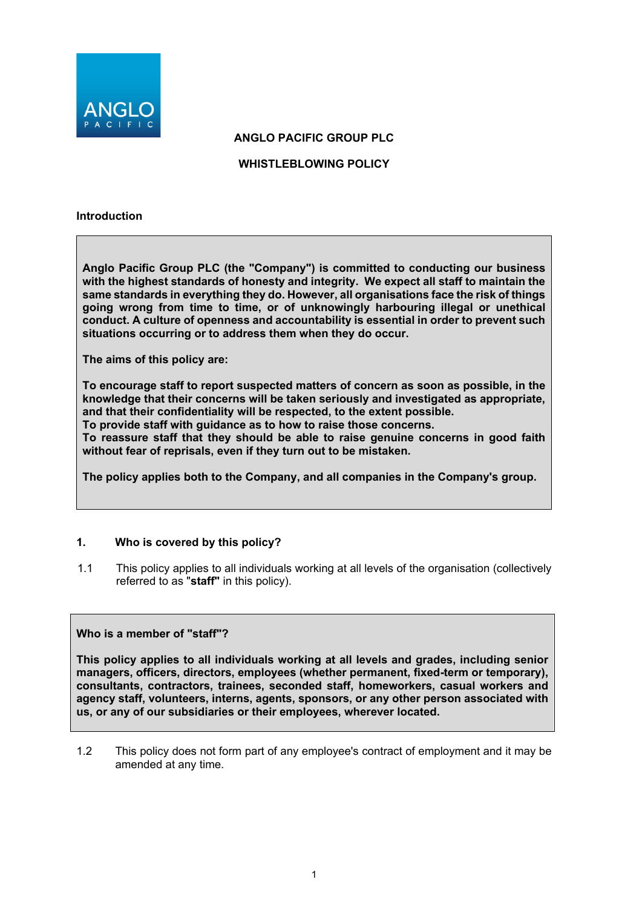# ANGLO PACIFIC GROUP PLC

## WHISTLEBLOWING POLICY

### Introduction

**Anglo Pacific Group PLC (the "Company") is committed to conducting our business with the highest standards of honesty and integrity. We expect all staff to maintain the same standards in everything they do. However, all organisations face the risk of things going wrong from time to time, or of unknowingly harbouring illegal or unethical conduct. A culture of openness and accountability is essential in order to prevent such situations occurring or to address them when they do occur.**

**The aims of this policy are:**

**To encourage staff to report suspected matters of concern as soon as possible, in the knowledge that their concerns will be taken seriously and investigated as appropriate, and that their confidentiality will be respected, to the extent possible.**
**To provide staff with guidance as to how to raise those concerns.**
**To reassure staff that they should be able to raise genuine concerns in good faith without fear of reprisals, even if they turn out to be mistaken.**

**The policy applies both to the Company, and all companies in the Company's group.**

### 1. Who is covered by this policy?

1.1 This policy applies to all individuals working at all levels of the organisation (collectively referred to as "**staff"** in this policy).

**Who is a member of "staff"?**

**This policy applies to all individuals working at all levels and grades, including senior managers, officers, directors, employees (whether permanent, fixed-term or temporary), consultants, contractors, trainees, seconded staff, homeworkers, casual workers and agency staff, volunteers, interns, agents, sponsors, or any other person associated with us, or any of our subsidiaries or their employees, wherever located.**

1.2 This policy does not form part of any employee's contract of employment and it may be amended at any time.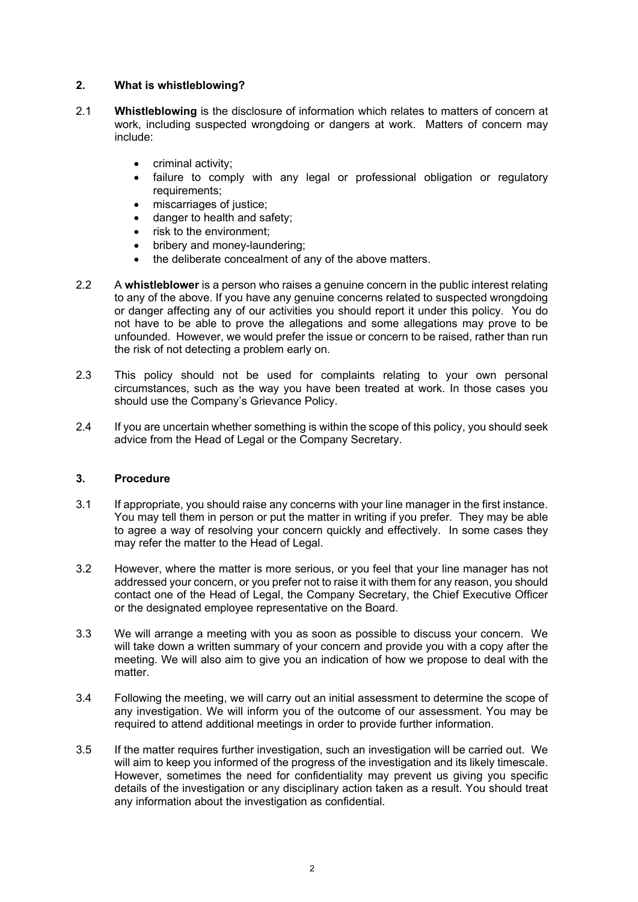## 2. What is whistleblowing?

2.1 **Whistleblowing** is the disclosure of information which relates to matters of concern at work, including suspected wrongdoing or dangers at work. Matters of concern may include:

- criminal activity;
- failure to comply with any legal or professional obligation or regulatory requirements;
- miscarriages of justice;
- danger to health and safety;
- risk to the environment;
- bribery and money-laundering;
- the deliberate concealment of any of the above matters.

2.2 A **whistleblower** is a person who raises a genuine concern in the public interest relating to any of the above. If you have any genuine concerns related to suspected wrongdoing or danger affecting any of our activities you should report it under this policy. You do not have to be able to prove the allegations and some allegations may prove to be unfounded. However, we would prefer the issue or concern to be raised, rather than run the risk of not detecting a problem early on.

2.3 This policy should not be used for complaints relating to your own personal circumstances, such as the way you have been treated at work. In those cases you should use the Company's Grievance Policy.

2.4 If you are uncertain whether something is within the scope of this policy, you should seek advice from the Head of Legal or the Company Secretary.

## 3. Procedure

3.1 If appropriate, you should raise any concerns with your line manager in the first instance. You may tell them in person or put the matter in writing if you prefer. They may be able to agree a way of resolving your concern quickly and effectively. In some cases they may refer the matter to the Head of Legal.

3.2 However, where the matter is more serious, or you feel that your line manager has not addressed your concern, or you prefer not to raise it with them for any reason, you should contact one of the Head of Legal, the Company Secretary, the Chief Executive Officer or the designated employee representative on the Board.

3.3 We will arrange a meeting with you as soon as possible to discuss your concern. We will take down a written summary of your concern and provide you with a copy after the meeting. We will also aim to give you an indication of how we propose to deal with the matter.

3.4 Following the meeting, we will carry out an initial assessment to determine the scope of any investigation. We will inform you of the outcome of our assessment. You may be required to attend additional meetings in order to provide further information.

3.5 If the matter requires further investigation, such an investigation will be carried out. We will aim to keep you informed of the progress of the investigation and its likely timescale. However, sometimes the need for confidentiality may prevent us giving you specific details of the investigation or any disciplinary action taken as a result. You should treat any information about the investigation as confidential.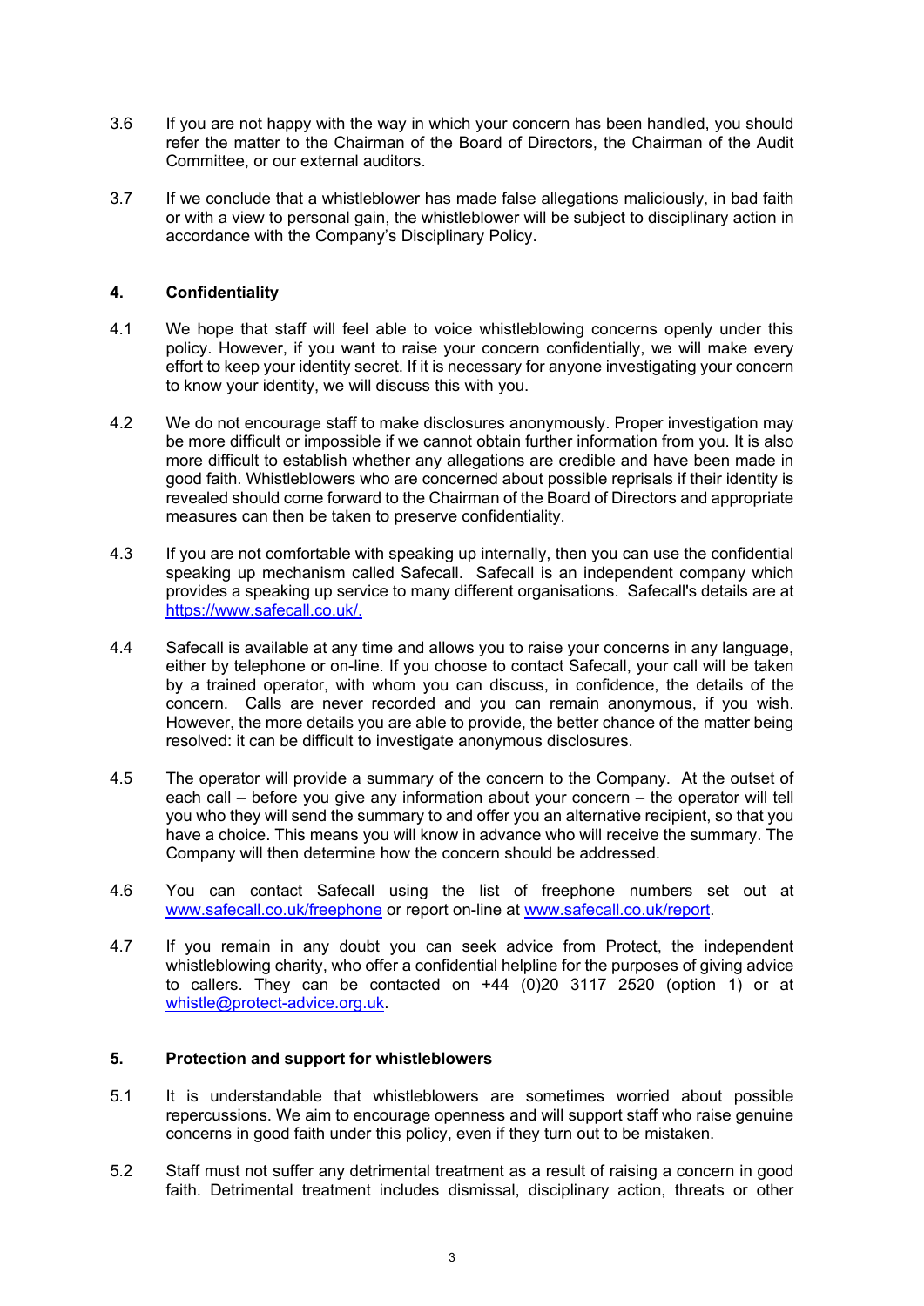3.6 If you are not happy with the way in which your concern has been handled, you should refer the matter to the Chairman of the Board of Directors, the Chairman of the Audit Committee, or our external auditors.

3.7 If we conclude that a whistleblower has made false allegations maliciously, in bad faith or with a view to personal gain, the whistleblower will be subject to disciplinary action in accordance with the Company's Disciplinary Policy.

## 4. Confidentiality

4.1 We hope that staff will feel able to voice whistleblowing concerns openly under this policy. However, if you want to raise your concern confidentially, we will make every effort to keep your identity secret. If it is necessary for anyone investigating your concern to know your identity, we will discuss this with you.

4.2 We do not encourage staff to make disclosures anonymously. Proper investigation may be more difficult or impossible if we cannot obtain further information from you. It is also more difficult to establish whether any allegations are credible and have been made in good faith. Whistleblowers who are concerned about possible reprisals if their identity is revealed should come forward to the Chairman of the Board of Directors and appropriate measures can then be taken to preserve confidentiality.

4.3 If you are not comfortable with speaking up internally, then you can use the confidential speaking up mechanism called Safecall. Safecall is an independent company which provides a speaking up service to many different organisations. Safecall's details are at https://www.safecall.co.uk/.

4.4 Safecall is available at any time and allows you to raise your concerns in any language, either by telephone or on-line. If you choose to contact Safecall, your call will be taken by a trained operator, with whom you can discuss, in confidence, the details of the concern. Calls are never recorded and you can remain anonymous, if you wish. However, the more details you are able to provide, the better chance of the matter being resolved: it can be difficult to investigate anonymous disclosures.

4.5 The operator will provide a summary of the concern to the Company. At the outset of each call – before you give any information about your concern – the operator will tell you who they will send the summary to and offer you an alternative recipient, so that you have a choice. This means you will know in advance who will receive the summary. The Company will then determine how the concern should be addressed.

4.6 You can contact Safecall using the list of freephone numbers set out at www.safecall.co.uk/freephone or report on-line at www.safecall.co.uk/report.

4.7 If you remain in any doubt you can seek advice from Protect, the independent whistleblowing charity, who offer a confidential helpline for the purposes of giving advice to callers. They can be contacted on +44 (0)20 3117 2520 (option 1) or at whistle@protect-advice.org.uk.

## 5. Protection and support for whistleblowers

5.1 It is understandable that whistleblowers are sometimes worried about possible repercussions. We aim to encourage openness and will support staff who raise genuine concerns in good faith under this policy, even if they turn out to be mistaken.

5.2 Staff must not suffer any detrimental treatment as a result of raising a concern in good faith. Detrimental treatment includes dismissal, disciplinary action, threats or other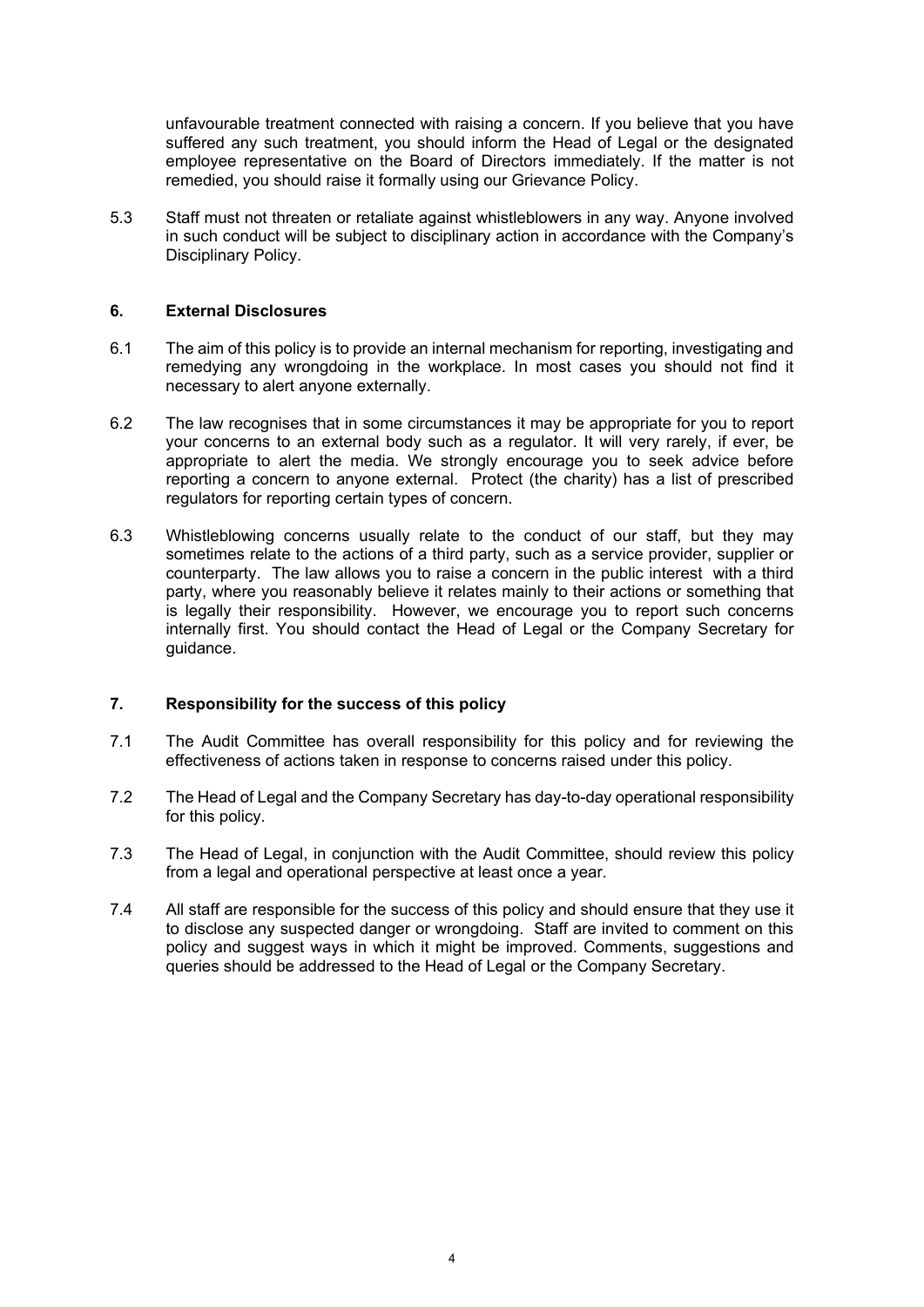unfavourable treatment connected with raising a concern. If you believe that you have suffered any such treatment, you should inform the Head of Legal or the designated employee representative on the Board of Directors immediately. If the matter is not remedied, you should raise it formally using our Grievance Policy.

5.3 Staff must not threaten or retaliate against whistleblowers in any way. Anyone involved in such conduct will be subject to disciplinary action in accordance with the Company's Disciplinary Policy.

## 6. External Disclosures

6.1 The aim of this policy is to provide an internal mechanism for reporting, investigating and remedying any wrongdoing in the workplace. In most cases you should not find it necessary to alert anyone externally.

6.2 The law recognises that in some circumstances it may be appropriate for you to report your concerns to an external body such as a regulator. It will very rarely, if ever, be appropriate to alert the media. We strongly encourage you to seek advice before reporting a concern to anyone external. Protect (the charity) has a list of prescribed regulators for reporting certain types of concern.

6.3 Whistleblowing concerns usually relate to the conduct of our staff, but they may sometimes relate to the actions of a third party, such as a service provider, supplier or counterparty. The law allows you to raise a concern in the public interest with a third party, where you reasonably believe it relates mainly to their actions or something that is legally their responsibility. However, we encourage you to report such concerns internally first. You should contact the Head of Legal or the Company Secretary for guidance.

## 7. Responsibility for the success of this policy

7.1 The Audit Committee has overall responsibility for this policy and for reviewing the effectiveness of actions taken in response to concerns raised under this policy.

7.2 The Head of Legal and the Company Secretary has day-to-day operational responsibility for this policy.

7.3 The Head of Legal, in conjunction with the Audit Committee, should review this policy from a legal and operational perspective at least once a year.

7.4 All staff are responsible for the success of this policy and should ensure that they use it to disclose any suspected danger or wrongdoing. Staff are invited to comment on this policy and suggest ways in which it might be improved. Comments, suggestions and queries should be addressed to the Head of Legal or the Company Secretary.